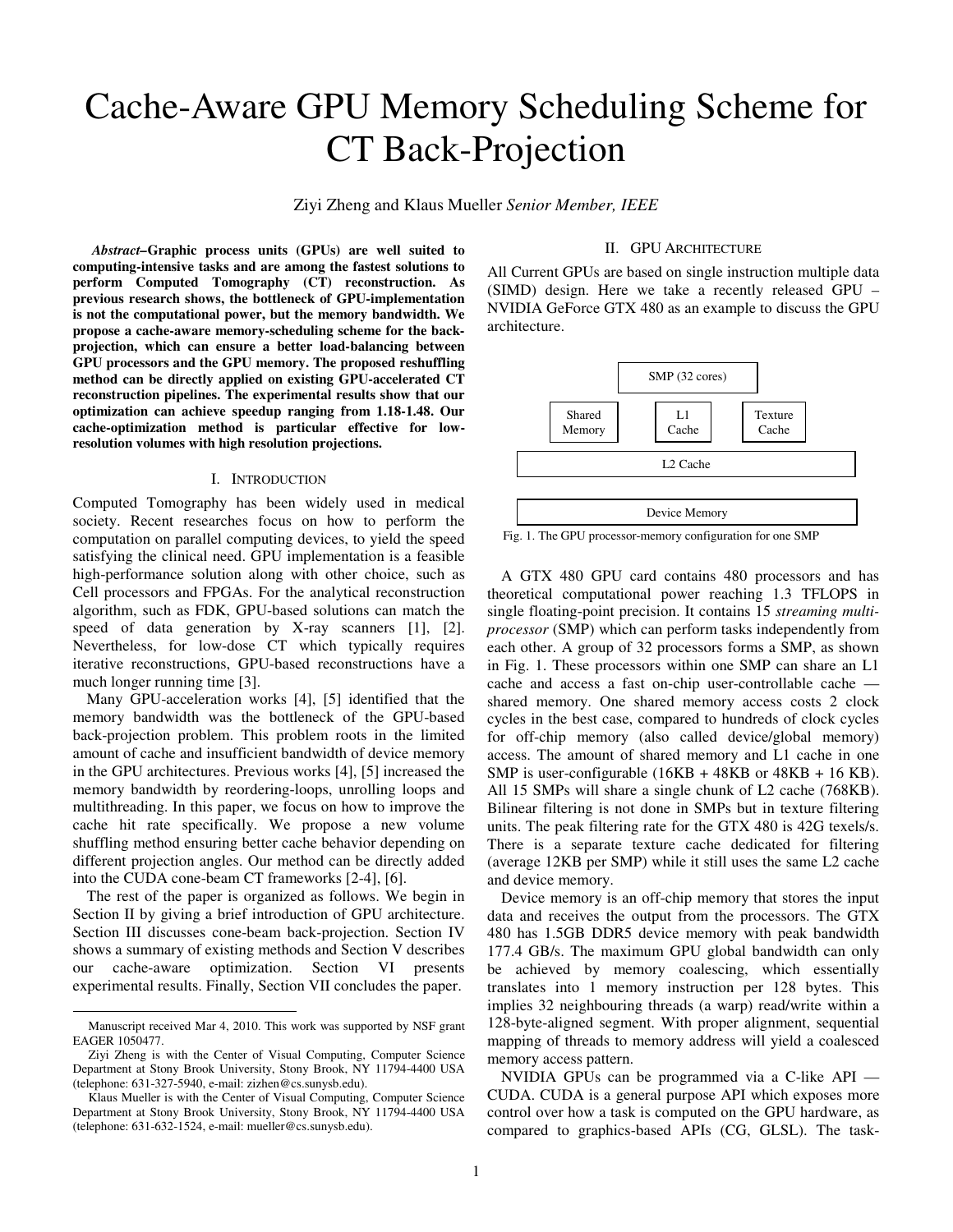# Cache-Aware GPU Memory Scheduling Scheme for CT Back-Projection

Ziyi Zheng and Klaus Mueller *Senior Member, IEEE*

***Abstract*–Graphic process units (GPUs) are well suited to computing-intensive tasks and are among the fastest solutions to perform Computed Tomography (CT) reconstruction. As previous research shows, the bottleneck of GPU-implementation is not the computational power, but the memory bandwidth. We propose a cache-aware memory-scheduling scheme for the back-projection, which can ensure a better load-balancing between GPU processors and the GPU memory. The proposed reshuffling method can be directly applied on existing GPU-accelerated CT reconstruction pipelines. The experimental results show that our optimization can achieve speedup ranging from 1.18-1.48. Our cache-optimization method is particular effective for low-resolution volumes with high resolution projections.**

## I. Introduction

Computed Tomography has been widely used in medical society. Recent researches focus on how to perform the computation on parallel computing devices, to yield the speed satisfying the clinical need. GPU implementation is a feasible high-performance solution along with other choice, such as Cell processors and FPGAs. For the analytical reconstruction algorithm, such as FDK, GPU-based solutions can match the speed of data generation by X-ray scanners [1], [2]. Nevertheless, for low-dose CT which typically requires iterative reconstructions, GPU-based reconstructions have a much longer running time [3].

Many GPU-acceleration works [4], [5] identified that the memory bandwidth was the bottleneck of the GPU-based back-projection problem. This problem roots in the limited amount of cache and insufficient bandwidth of device memory in the GPU architectures. Previous works [4], [5] increased the memory bandwidth by reordering-loops, unrolling loops and multithreading. In this paper, we focus on how to improve the cache hit rate specifically. We propose a new volume shuffling method ensuring better cache behavior depending on different projection angles. Our method can be directly added into the CUDA cone-beam CT frameworks [2-4], [6].

The rest of the paper is organized as follows. We begin in Section II by giving a brief introduction of GPU architecture. Section III discusses cone-beam back-projection. Section IV shows a summary of existing methods and Section V describes our cache-aware optimization. Section VI presents experimental results. Finally, Section VII concludes the paper.

Manuscript received Mar 4, 2010. This work was supported by NSF grant EAGER 1050477.

Ziyi Zheng is with the Center of Visual Computing, Computer Science Department at Stony Brook University, Stony Brook, NY 11794-4400 USA (telephone: 631-327-5940, e-mail: zizhen@cs.sunysb.edu).

Klaus Mueller is with the Center of Visual Computing, Computer Science Department at Stony Brook University, Stony Brook, NY 11794-4400 USA (telephone: 631-632-1524, e-mail: mueller@cs.sunysb.edu).

## II. GPU Architecture

All Current GPUs are based on single instruction multiple data (SIMD) design. Here we take a recently released GPU – NVIDIA GeForce GTX 480 as an example to discuss the GPU architecture.

| SMP (32 cores) | | |
|---|---|---|
| Shared Memory | L1 Cache | Texture Cache |
| L2 Cache | | |
| Device Memory | | |

Fig. 1. The GPU processor-memory configuration for one SMP

A GTX 480 GPU card contains 480 processors and has theoretical computational power reaching 1.3 TFLOPS in single floating-point precision. It contains 15 *streaming multi-processor* (SMP) which can perform tasks independently from each other. A group of 32 processors forms a SMP, as shown in Fig. 1. These processors within one SMP can share an L1 cache and access a fast on-chip user-controllable cache — shared memory. One shared memory access costs 2 clock cycles in the best case, compared to hundreds of clock cycles for off-chip memory (also called device/global memory) access. The amount of shared memory and L1 cache in one SMP is user-configurable (16KB + 48KB or 48KB + 16 KB). All 15 SMPs will share a single chunk of L2 cache (768KB). Bilinear filtering is not done in SMPs but in texture filtering units. The peak filtering rate for the GTX 480 is 42G texels/s. There is a separate texture cache dedicated for filtering (average 12KB per SMP) while it still uses the same L2 cache and device memory.

Device memory is an off-chip memory that stores the input data and receives the output from the processors. The GTX 480 has 1.5GB DDR5 device memory with peak bandwidth 177.4 GB/s. The maximum GPU global bandwidth can only be achieved by memory coalescing, which essentially translates into 1 memory instruction per 128 bytes. This implies 32 neighbouring threads (a warp) read/write within a 128-byte-aligned segment. With proper alignment, sequential mapping of threads to memory address will yield a coalesced memory access pattern.

NVIDIA GPUs can be programmed via a C-like API — CUDA. CUDA is a general purpose API which exposes more control over how a task is computed on the GPU hardware, as compared to graphics-based APIs (CG, GLSL). The task-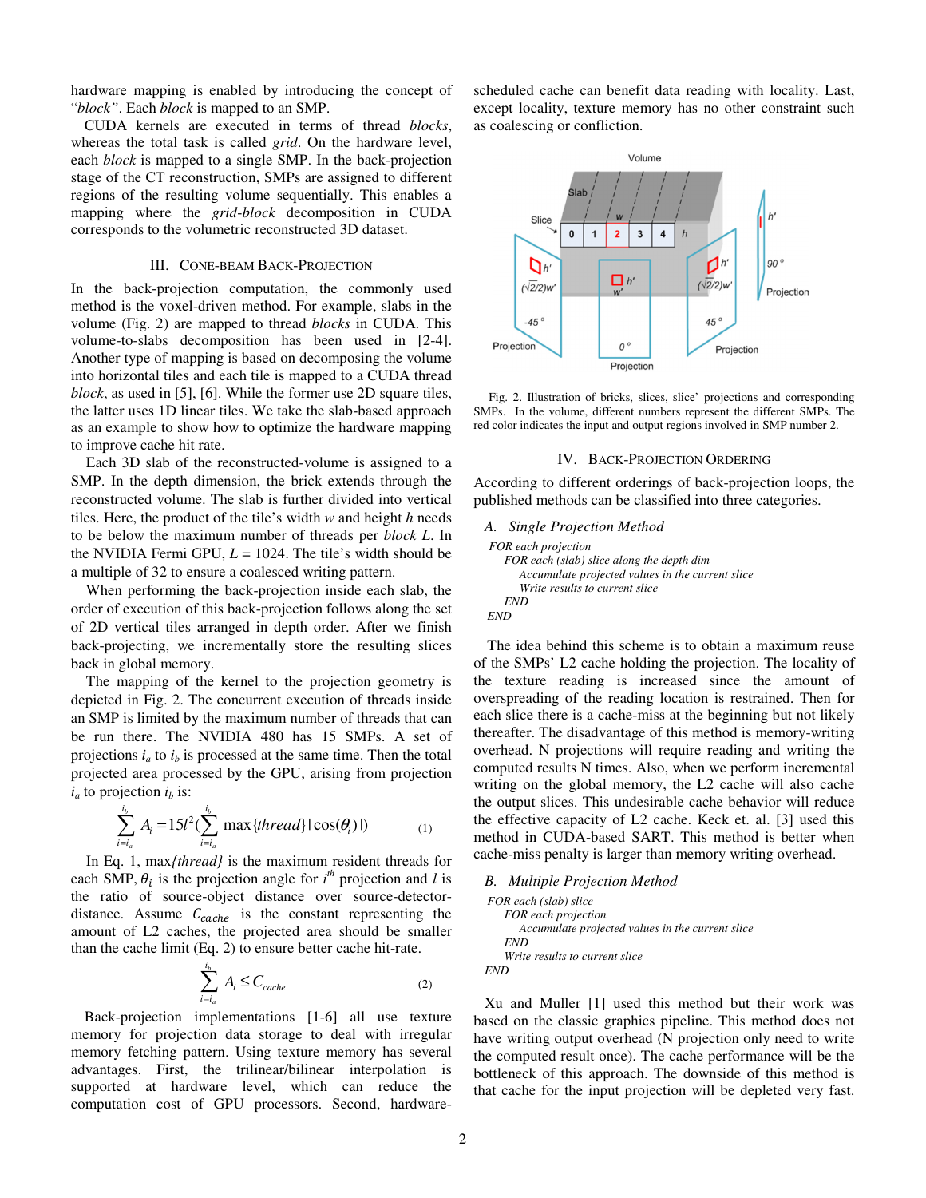hardware mapping is enabled by introducing the concept of "*block*". Each *block* is mapped to an SMP.

CUDA kernels are executed in terms of thread *blocks*, whereas the total task is called *grid*. On the hardware level, each *block* is mapped to a single SMP. In the back-projection stage of the CT reconstruction, SMPs are assigned to different regions of the resulting volume sequentially. This enables a mapping where the *grid-block* decomposition in CUDA corresponds to the volumetric reconstructed 3D dataset.

## III. Cone-Beam Back-Projection

In the back-projection computation, the commonly used method is the voxel-driven method. For example, slabs in the volume (Fig. 2) are mapped to thread *blocks* in CUDA. This volume-to-slabs decomposition has been used in [2-4]. Another type of mapping is based on decomposing the volume into horizontal tiles and each tile is mapped to a CUDA thread *block*, as used in [5], [6]. While the former use 2D square tiles, the latter uses 1D linear tiles. We take the slab-based approach as an example to show how to optimize the hardware mapping to improve cache hit rate.

Each 3D slab of the reconstructed-volume is assigned to a SMP. In the depth dimension, the brick extends through the reconstructed volume. The slab is further divided into vertical tiles. Here, the product of the tile's width $w$ and height $h$ needs to be below the maximum number of threads per *block* $L$. In the NVIDIA Fermi GPU, $L$ = 1024. The tile's width should be a multiple of 32 to ensure a coalesced writing pattern.

When performing the back-projection inside each slab, the order of execution of this back-projection follows along the set of 2D vertical tiles arranged in depth order. After we finish back-projecting, we incrementally store the resulting slices back in global memory.

The mapping of the kernel to the projection geometry is depicted in Fig. 2. The concurrent execution of threads inside an SMP is limited by the maximum number of threads that can be run there. The NVIDIA 480 has 15 SMPs. A set of projections $i_a$ to $i_b$ is processed at the same time. Then the total projected area processed by the GPU, arising from projection $i_a$ to projection $i_b$ is:

$$\sum_{i=i_a}^{i_b} A_i = 15 l^2 \left( \sum_{i=i_a}^{i_b} \max\{thread\} |\cos(\theta_i)| \right) \quad (1)$$

In Eq. 1, max*{thread}* is the maximum resident threads for each SMP, $\theta_i$ is the projection angle for $i^{th}$ projection and $l$ is the ratio of source-object distance over source-detector-distance. Assume $C_{cache}$ is the constant representing the amount of L2 caches, the projected area should be smaller than the cache limit (Eq. 2) to ensure better cache hit-rate.

$$\sum_{i=i_a}^{i_b} A_i \le C_{cache} \quad (2)$$

Back-projection implementations [1-6] all use texture memory for projection data storage to deal with irregular memory fetching pattern. Using texture memory has several advantages. First, the trilinear/bilinear interpolation is supported at hardware level, which can reduce the computation cost of GPU processors. Second, hardware-scheduled cache can benefit data reading with locality. Last, except locality, texture memory has no other constraint such as coalescing or confliction.

Fig. 2. Illustration of bricks, slices, slice' projections and corresponding SMPs. In the volume, different numbers represent the different SMPs. The red color indicates the input and output regions involved in SMP number 2.

## IV. Back-Projection Ordering

According to different orderings of back-projection loops, the published methods can be classified into three categories.

### A. Single Projection Method

```
FOR each projection
    FOR each (slab) slice along the depth dim
        Accumulate projected values in the current slice
        Write results to current slice
    END
END
```

The idea behind this scheme is to obtain a maximum reuse of the SMPs' L2 cache holding the projection. The locality of the texture reading is increased since the amount of overspreading of the reading location is restrained. Then for each slice there is a cache-miss at the beginning but not likely thereafter. The disadvantage of this method is memory-writing overhead. N projections will require reading and writing the computed results N times. Also, when we perform incremental writing on the global memory, the L2 cache will also cache the output slices. This undesirable cache behavior will reduce the effective capacity of L2 cache. Keck et. al. [3] used this method in CUDA-based SART. This method is better when cache-miss penalty is larger than memory writing overhead.

### B. Multiple Projection Method

```
FOR each (slab) slice
    FOR each projection
        Accumulate projected values in the current slice
    END
    Write results to current slice
END
```

Xu and Muller [1] used this method but their work was based on the classic graphics pipeline. This method does not have writing output overhead (N projection only need to write the computed result once). The cache performance will be the bottleneck of this approach. The downside of this method is that cache for the input projection will be depleted very fast.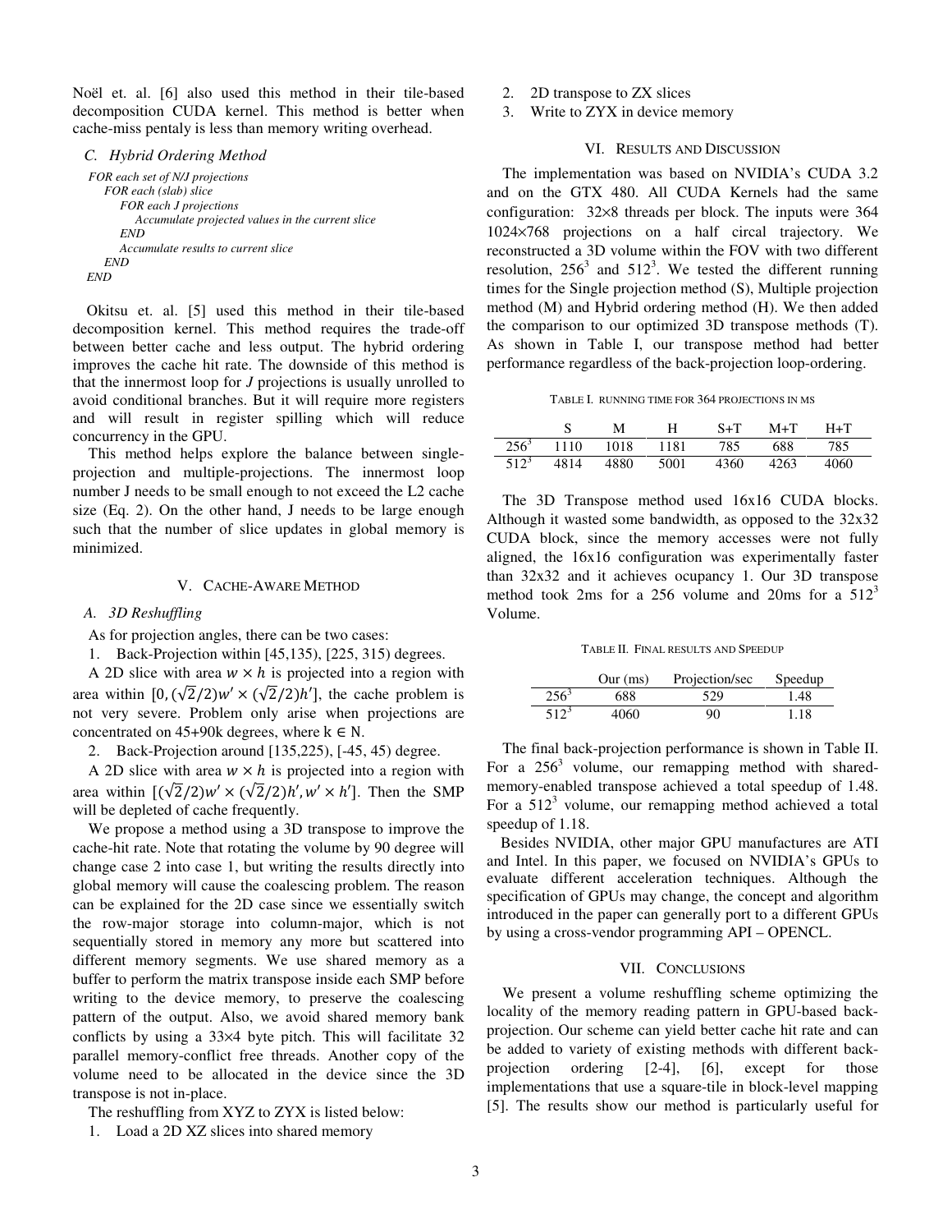Noël et. al. [6] also used this method in their tile-based decomposition CUDA kernel. This method is better when cache-miss pentaly is less than memory writing overhead.

### C. Hybrid Ordering Method

```
FOR each set of N/J projections
    FOR each (slab) slice
        FOR each J projections
            Accumulate projected values in the current slice
        END
        Accumulate results to current slice
    END
END
```

Okitsu et. al. [5] used this method in their tile-based decomposition kernel. This method requires the trade-off between better cache and less output. The hybrid ordering improves the cache hit rate. The downside of this method is that the innermost loop for *J* projections is usually unrolled to avoid conditional branches. But it will require more registers and will result in register spilling which will reduce concurrency in the GPU.

This method helps explore the balance between single-projection and multiple-projections. The innermost loop number J needs to be small enough to not exceed the L2 cache size (Eq. 2). On the other hand, J needs to be large enough such that the number of slice updates in global memory is minimized.

## V. Cache-Aware Method

### A. 3D Reshuffling

As for projection angles, there can be two cases:

1. Back-Projection within [45,135), [225, 315) degrees.

A 2D slice with area $w \times h$ is projected into a region with area within $[0, (\sqrt{2}/2)w' \times (\sqrt{2}/2)h']$, the cache problem is not very severe. Problem only arise when projections are concentrated on 45+90k degrees, where $k \in \mathbb{N}$.

2. Back-Projection around [135,225), [-45, 45) degree.

A 2D slice with area $w \times h$ is projected into a region with area within $[(\sqrt{2}/2)w' \times (\sqrt{2}/2)h', w' \times h']$. Then the SMP will be depleted of cache frequently.

We propose a method using a 3D transpose to improve the cache-hit rate. Note that rotating the volume by 90 degree will change case 2 into case 1, but writing the results directly into global memory will cause the coalescing problem. The reason can be explained for the 2D case since we essentially switch the row-major storage into column-major, which is not sequentially stored in memory any more but scattered into different memory segments. We use shared memory as a buffer to perform the matrix transpose inside each SMP before writing to the device memory, to preserve the coalescing pattern of the output. Also, we avoid shared memory bank conflicts by using a 33×4 byte pitch. This will facilitate 32 parallel memory-conflict free threads. Another copy of the volume need to be allocated in the device since the 3D transpose is not in-place.

The reshuffling from XYZ to ZYX is listed below:

1. Load a 2D XZ slices into shared memory
2. 2D transpose to ZX slices
3. Write to ZYX in device memory

## VI. Results and Discussion

The implementation was based on NVIDIA's CUDA 3.2 and on the GTX 480. All CUDA Kernels had the same configuration: 32×8 threads per block. The inputs were 364 1024×768 projections on a half circal trajectory. We reconstructed a 3D volume within the FOV with two different resolution, $256^3$ and $512^3$. We tested the different running times for the Single projection method (S), Multiple projection method (M) and Hybrid ordering method (H). We then added the comparison to our optimized 3D transpose methods (T). As shown in Table I, our transpose method had better performance regardless of the back-projection loop-ordering.

TABLE I. Running time for 364 projections in ms

| | S | M | H | S+T | M+T | H+T |
|---|---|---|---|---|---|---|
| $256^3$ | 1110 | 1018 | 1181 | 785 | 688 | 785 |
| $512^3$ | 4814 | 4880 | 5001 | 4360 | 4263 | 4060 |

The 3D Transpose method used 16x16 CUDA blocks. Although it wasted some bandwidth, as opposed to the 32x32 CUDA block, since the memory accesses were not fully aligned, the 16x16 configuration was experimentally faster than 32x32 and it achieves ocupancy 1. Our 3D transpose method took 2ms for a 256 volume and 20ms for a $512^3$ Volume.

TABLE II. Final results and Speedup

| | Our (ms) | Projection/sec | Speedup |
|---|---|---|---|
| $256^3$ | 688 | 529 | 1.48 |
| $512^3$ | 4060 | 90 | 1.18 |

The final back-projection performance is shown in Table II. For a $256^3$ volume, our remapping method with shared-memory-enabled transpose achieved a total speedup of 1.48. For a $512^3$ volume, our remapping method achieved a total speedup of 1.18.

Besides NVIDIA, other major GPU manufactures are ATI and Intel. In this paper, we focused on NVIDIA's GPUs to evaluate different acceleration techniques. Although the specification of GPUs may change, the concept and algorithm introduced in the paper can generally port to a different GPUs by using a cross-vendor programming API – OPENCL.

## VII. Conclusions

We present a volume reshuffling scheme optimizing the locality of the memory reading pattern in GPU-based back-projection. Our scheme can yield better cache hit rate and can be added to variety of existing methods with different back-projection ordering [2-4], [6], except for those implementations that use a square-tile in block-level mapping [5]. The results show our method is particularly useful for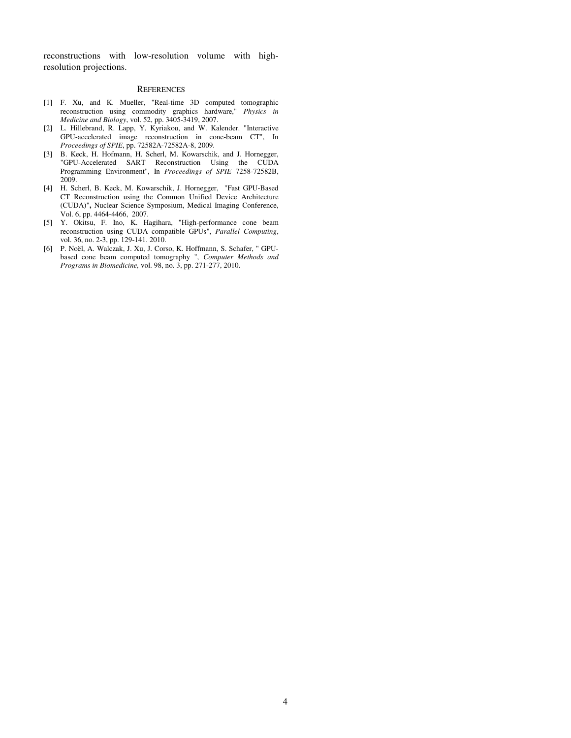reconstructions with low-resolution volume with high-resolution projections.

## REFERENCES

[1] F. Xu, and K. Mueller, "Real-time 3D computed tomographic reconstruction using commodity graphics hardware," *Physics in Medicine and Biology*, vol. 52, pp. 3405-3419, 2007.

[2] L. Hillebrand, R. Lapp, Y. Kyriakou, and W. Kalender. "Interactive GPU-accelerated image reconstruction in cone-beam CT", In *Proceedings of SPIE*, pp. 72582A-72582A-8, 2009.

[3] B. Keck, H. Hofmann, H. Scherl, M. Kowarschik, and J. Hornegger, "GPU-Accelerated SART Reconstruction Using the CUDA Programming Environment", In *Proceedings of SPIE* 7258-72582B, 2009.

[4] H. Scherl, B. Keck, M. Kowarschik, J. Hornegger, "Fast GPU-Based CT Reconstruction using the Common Unified Device Architecture (CUDA)"**,** Nuclear Science Symposium, Medical Imaging Conference, Vol. 6, pp. 4464-4466, 2007.

[5] Y. Okitsu, F. Ino, K. Hagihara, "High-performance cone beam reconstruction using CUDA compatible GPUs", *Parallel Computing*, vol. 36, no. 2-3, pp. 129-141. 2010.

[6] P. Noël, A. Walczak, J. Xu, J. Corso, K. Hoffmann, S. Schafer, " GPU-based cone beam computed tomography ", *Computer Methods and Programs in Biomedicine,* vol. 98, no. 3, pp. 271-277, 2010.